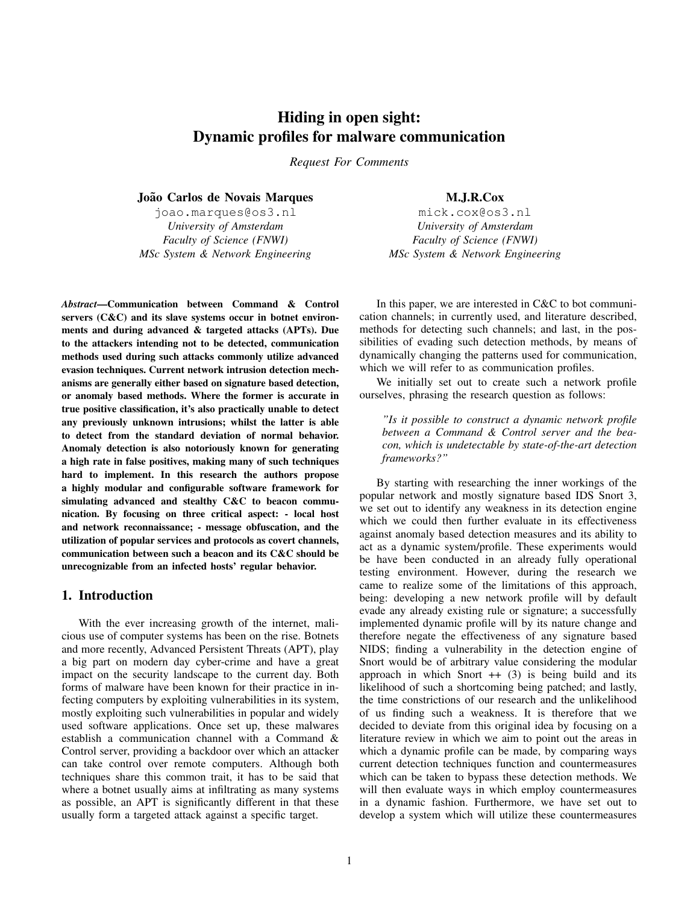# Hiding in open sight:
# Dynamic profiles for malware communication

*Request For Comments*

**João Carlos de Novais Marques**
joao.marques@os3.nl
*University of Amsterdam*
*Faculty of Science (FNWI)*
*MSc System & Network Engineering*

**M.J.R.Cox**
mick.cox@os3.nl
*University of Amsterdam*
*Faculty of Science (FNWI)*
*MSc System & Network Engineering*

***Abstract*—Communication between Command & Control servers (C&C) and its slave systems occur in botnet environments and during advanced & targeted attacks (APTs). Due to the attackers intending not to be detected, communication methods used during such attacks commonly utilize advanced evasion techniques. Current network intrusion detection mechanisms are generally either based on signature based detection, or anomaly based methods. Where the former is accurate in true positive classification, it's also practically unable to detect any previously unknown intrusions; whilst the latter is able to detect from the standard deviation of normal behavior. Anomaly detection is also notoriously known for generating a high rate in false positives, making many of such techniques hard to implement. In this research the authors propose a highly modular and configurable software framework for simulating advanced and stealthy C&C to beacon communication. By focusing on three critical aspect: - local host and network reconnaissance; - message obfuscation, and the utilization of popular services and protocols as covert channels, communication between such a beacon and its C&C should be unrecognizable from an infected hosts' regular behavior.**

## 1. Introduction

With the ever increasing growth of the internet, malicious use of computer systems has been on the rise. Botnets and more recently, Advanced Persistent Threats (APT), play a big part on modern day cyber-crime and have a great impact on the security landscape to the current day. Both forms of malware have been known for their practice in infecting computers by exploiting vulnerabilities in its system, mostly exploiting such vulnerabilities in popular and widely used software applications. Once set up, these malwares establish a communication channel with a Command & Control server, providing a backdoor over which an attacker can take control over remote computers. Although both techniques share this common trait, it has to be said that where a botnet usually aims at infiltrating as many systems as possible, an APT is significantly different in that these usually form a targeted attack against a specific target.

In this paper, we are interested in C&C to bot communication channels; in currently used, and literature described, methods for detecting such channels; and last, in the possibilities of evading such detection methods, by means of dynamically changing the patterns used for communication, which we will refer to as communication profiles.

We initially set out to create such a network profile ourselves, phrasing the research question as follows:

> *"Is it possible to construct a dynamic network profile between a Command & Control server and the beacon, which is undetectable by state-of-the-art detection frameworks?"*

By starting with researching the inner workings of the popular network and mostly signature based IDS Snort 3, we set out to identify any weakness in its detection engine which we could then further evaluate in its effectiveness against anomaly based detection measures and its ability to act as a dynamic system/profile. These experiments would be have been conducted in an already fully operational testing environment. However, during the research we came to realize some of the limitations of this approach, being: developing a new network profile will by default evade any already existing rule or signature; a successfully implemented dynamic profile will by its nature change and therefore negate the effectiveness of any signature based NIDS; finding a vulnerability in the detection engine of Snort would be of arbitrary value considering the modular approach in which Snort ++ (3) is being build and its likelihood of such a shortcoming being patched; and lastly, the time constrictions of our research and the unlikelihood of us finding such a weakness. It is therefore that we decided to deviate from this original idea by focusing on a literature review in which we aim to point out the areas in which a dynamic profile can be made, by comparing ways current detection techniques function and countermeasures which can be taken to bypass these detection methods. We will then evaluate ways in which employ countermeasures in a dynamic fashion. Furthermore, we have set out to develop a system which will utilize these countermeasures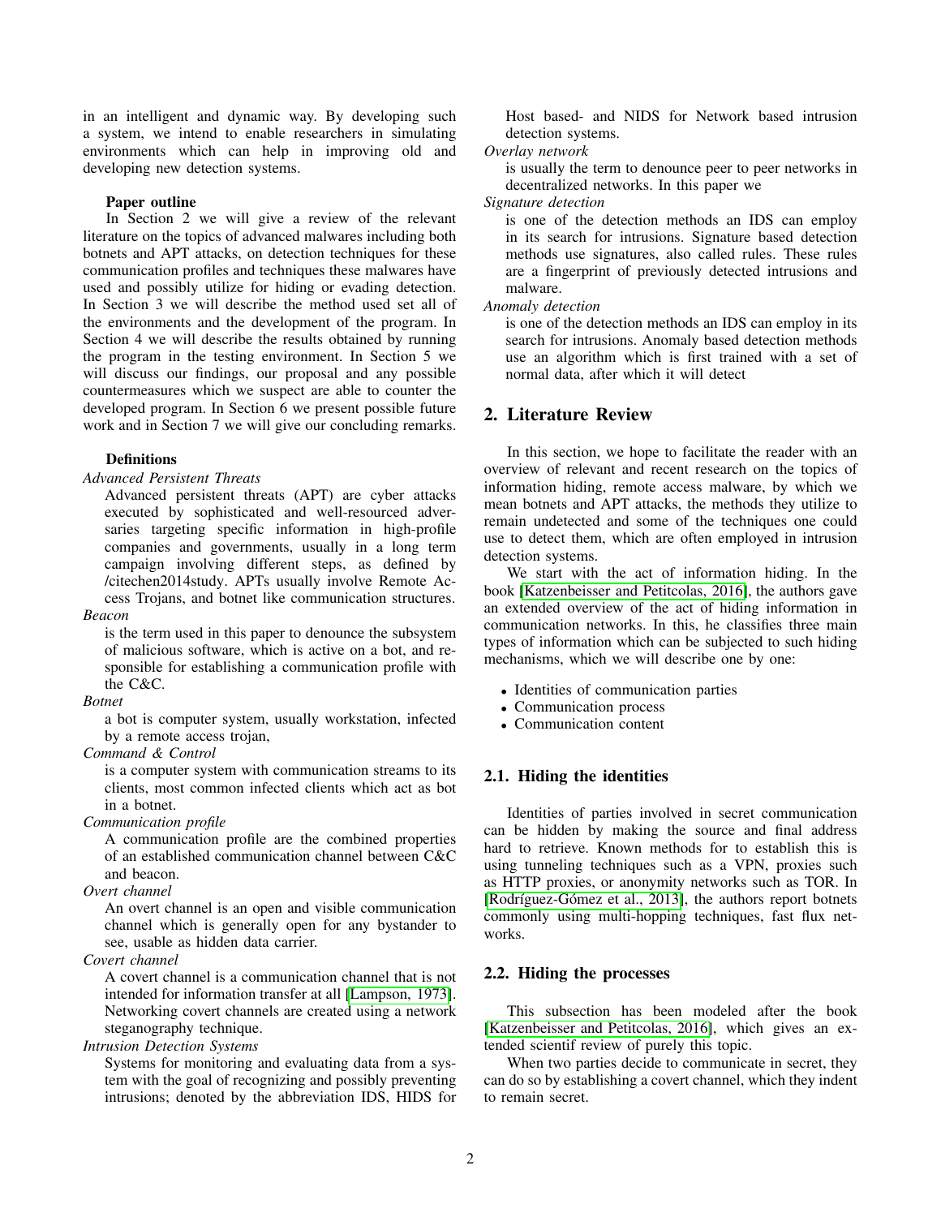in an intelligent and dynamic way. By developing such a system, we intend to enable researchers in simulating environments which can help in improving old and developing new detection systems.

#### Paper outline

In Section 2 we will give a review of the relevant literature on the topics of advanced malwares including both botnets and APT attacks, on detection techniques for these communication profiles and techniques these malwares have used and possibly utilize for hiding or evading detection. In Section 3 we will describe the method used set all of the environments and the development of the program. In Section 4 we will describe the results obtained by running the program in the testing environment. In Section 5 we will discuss our findings, our proposal and any possible countermeasures which we suspect are able to counter the developed program. In Section 6 we present possible future work and in Section 7 we will give our concluding remarks.

#### Definitions

*Advanced Persistent Threats*
: Advanced persistent threats (APT) are cyber attacks executed by sophisticated and well-resourced adversaries targeting specific information in high-profile companies and governments, usually in a long term campaign involving different steps, as defined by /citechen2014study. APTs usually involve Remote Access Trojans, and botnet like communication structures.

*Beacon*
: is the term used in this paper to denounce the subsystem of malicious software, which is active on a bot, and responsible for establishing a communication profile with the C&C.

*Botnet*
: a bot is computer system, usually workstation, infected by a remote access trojan,

*Command & Control*
: is a computer system with communication streams to its clients, most common infected clients which act as bot in a botnet.

*Communication profile*
: A communication profile are the combined properties of an established communication channel between C&C and beacon.

*Overt channel*
: An overt channel is an open and visible communication channel which is generally open for any bystander to see, usable as hidden data carrier.

*Covert channel*
: A covert channel is a communication channel that is not intended for information transfer at all [Lampson, 1973]. Networking covert channels are created using a network steganography technique.

*Intrusion Detection Systems*
: Systems for monitoring and evaluating data from a system with the goal of recognizing and possibly preventing intrusions; denoted by the abbreviation IDS, HIDS for Host based- and NIDS for Network based intrusion detection systems.

*Overlay network*
: is usually the term to denounce peer to peer networks in decentralized networks. In this paper we

*Signature detection*
: is one of the detection methods an IDS can employ in its search for intrusions. Signature based detection methods use signatures, also called rules. These rules are a fingerprint of previously detected intrusions and malware.

*Anomaly detection*
: is one of the detection methods an IDS can employ in its search for intrusions. Anomaly based detection methods use an algorithm which is first trained with a set of normal data, after which it will detect

## 2. Literature Review

In this section, we hope to facilitate the reader with an overview of relevant and recent research on the topics of information hiding, remote access malware, by which we mean botnets and APT attacks, the methods they utilize to remain undetected and some of the techniques one could use to detect them, which are often employed in intrusion detection systems.

We start with the act of information hiding. In the book [Katzenbeisser and Petitcolas, 2016], the authors gave an extended overview of the act of hiding information in communication networks. In this, he classifies three main types of information which can be subjected to such hiding mechanisms, which we will describe one by one:

- Identities of communication parties
- Communication process
- Communication content

### 2.1. Hiding the identities

Identities of parties involved in secret communication can be hidden by making the source and final address hard to retrieve. Known methods for to establish this is using tunneling techniques such as a VPN, proxies such as HTTP proxies, or anonymity networks such as TOR. In [Rodríguez-Gómez et al., 2013], the authors report botnets commonly using multi-hopping techniques, fast flux networks.

### 2.2. Hiding the processes

This subsection has been modeled after the book [Katzenbeisser and Petitcolas, 2016], which gives an extended scientif review of purely this topic.

When two parties decide to communicate in secret, they can do so by establishing a covert channel, which they indent to remain secret.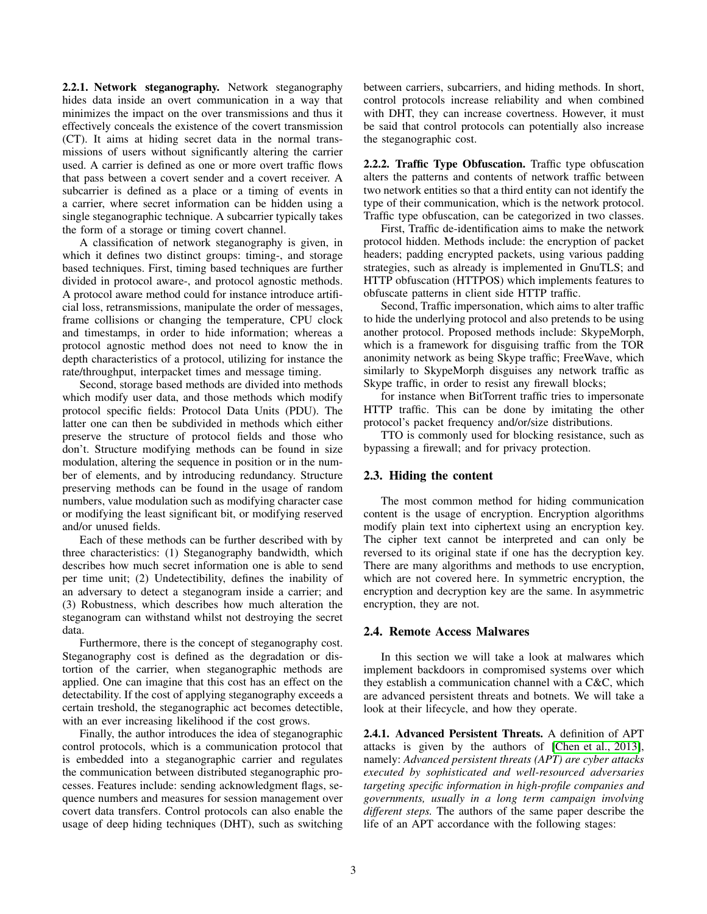**2.2.1. Network steganography.** Network steganography hides data inside an overt communication in a way that minimizes the impact on the over transmissions and thus it effectively conceals the existence of the covert transmission (CT). It aims at hiding secret data in the normal transmissions of users without significantly altering the carrier used. A carrier is defined as one or more overt traffic flows that pass between a covert sender and a covert receiver. A subcarrier is defined as a place or a timing of events in a carrier, where secret information can be hidden using a single steganographic technique. A subcarrier typically takes the form of a storage or timing covert channel.

A classification of network steganography is given, in which it defines two distinct groups: timing-, and storage based techniques. First, timing based techniques are further divided in protocol aware-, and protocol agnostic methods. A protocol aware method could for instance introduce artificial loss, retransmissions, manipulate the order of messages, frame collisions or changing the temperature, CPU clock and timestamps, in order to hide information; whereas a protocol agnostic method does not need to know the in depth characteristics of a protocol, utilizing for instance the rate/throughput, interpacket times and message timing.

Second, storage based methods are divided into methods which modify user data, and those methods which modify protocol specific fields: Protocol Data Units (PDU). The latter one can then be subdivided in methods which either preserve the structure of protocol fields and those who don't. Structure modifying methods can be found in size modulation, altering the sequence in position or in the number of elements, and by introducing redundancy. Structure preserving methods can be found in the usage of random numbers, value modulation such as modifying character case or modifying the least significant bit, or modifying reserved and/or unused fields.

Each of these methods can be further described with by three characteristics: (1) Steganography bandwidth, which describes how much secret information one is able to send per time unit; (2) Undetectibility, defines the inability of an adversary to detect a steganogram inside a carrier; and (3) Robustness, which describes how much alteration the steganogram can withstand whilst not destroying the secret data.

Furthermore, there is the concept of steganography cost. Steganography cost is defined as the degradation or distortion of the carrier, when steganographic methods are applied. One can imagine that this cost has an effect on the detectability. If the cost of applying steganography exceeds a certain treshold, the steganographic act becomes detectible, with an ever increasing likelihood if the cost grows.

Finally, the author introduces the idea of steganographic control protocols, which is a communication protocol that is embedded into a steganographic carrier and regulates the communication between distributed steganographic processes. Features include: sending acknowledgment flags, sequence numbers and measures for session management over covert data transfers. Control protocols can also enable the usage of deep hiding techniques (DHT), such as switching between carriers, subcarriers, and hiding methods. In short, control protocols increase reliability and when combined with DHT, they can increase covertness. However, it must be said that control protocols can potentially also increase the steganographic cost.

**2.2.2. Traffic Type Obfuscation.** Traffic type obfuscation alters the patterns and contents of network traffic between two network entities so that a third entity can not identify the type of their communication, which is the network protocol. Traffic type obfuscation, can be categorized in two classes.

First, Traffic de-identification aims to make the network protocol hidden. Methods include: the encryption of packet headers; padding encrypted packets, using various padding strategies, such as already is implemented in GnuTLS; and HTTP obfuscation (HTTPOS) which implements features to obfuscate patterns in client side HTTP traffic.

Second, Traffic impersonation, which aims to alter traffic to hide the underlying protocol and also pretends to be using another protocol. Proposed methods include: SkypeMorph, which is a framework for disguising traffic from the TOR anonimity network as being Skype traffic; FreeWave, which similarly to SkypeMorph disguises any network traffic as Skype traffic, in order to resist any firewall blocks;

for instance when BitTorrent traffic tries to impersonate HTTP traffic. This can be done by imitating the other protocol's packet frequency and/or/size distributions.

TTO is commonly used for blocking resistance, such as bypassing a firewall; and for privacy protection.

## 2.3. Hiding the content

The most common method for hiding communication content is the usage of encryption. Encryption algorithms modify plain text into ciphertext using an encryption key. The cipher text cannot be interpreted and can only be reversed to its original state if one has the decryption key. There are many algorithms and methods to use encryption, which are not covered here. In symmetric encryption, the encryption and decryption key are the same. In asymmetric encryption, they are not.

## 2.4. Remote Access Malwares

In this section we will take a look at malwares which implement backdoors in compromised systems over which they establish a communication channel with a C&C, which are advanced persistent threats and botnets. We will take a look at their lifecycle, and how they operate.

**2.4.1. Advanced Persistent Threats.** A definition of APT attacks is given by the authors of [Chen et al., 2013], namely: *Advanced persistent threats (APT) are cyber attacks executed by sophisticated and well-resourced adversaries targeting specific information in high-profile companies and governments, usually in a long term campaign involving different steps.* The authors of the same paper describe the life of an APT accordance with the following stages: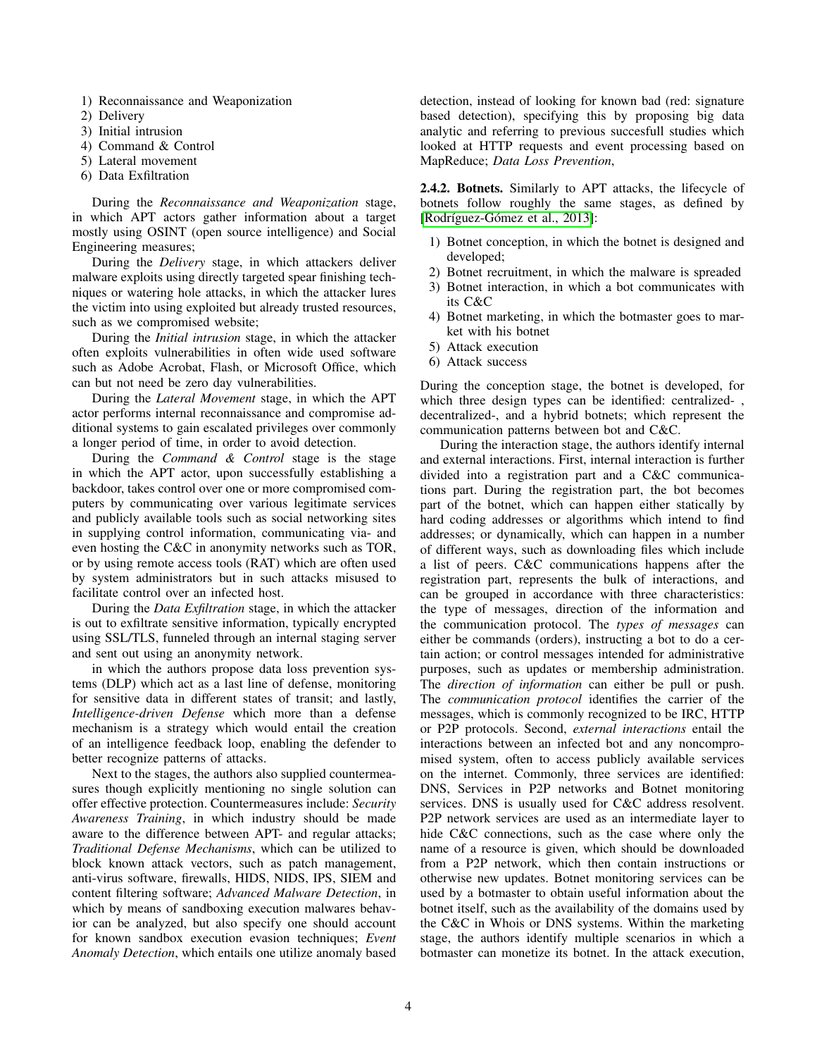1) Reconnaissance and Weaponization
2) Delivery
3) Initial intrusion
4) Command & Control
5) Lateral movement
6) Data Exfiltration

During the *Reconnaissance and Weaponization* stage, in which APT actors gather information about a target mostly using OSINT (open source intelligence) and Social Engineering measures;

During the *Delivery* stage, in which attackers deliver malware exploits using directly targeted spear finishing techniques or watering hole attacks, in which the attacker lures the victim into using exploited but already trusted resources, such as we compromised website;

During the *Initial intrusion* stage, in which the attacker often exploits vulnerabilities in often wide used software such as Adobe Acrobat, Flash, or Microsoft Office, which can but not need be zero day vulnerabilities.

During the *Lateral Movement* stage, in which the APT actor performs internal reconnaissance and compromise additional systems to gain escalated privileges over commonly a longer period of time, in order to avoid detection.

During the *Command & Control* stage is the stage in which the APT actor, upon successfully establishing a backdoor, takes control over one or more compromised computers by communicating over various legitimate services and publicly available tools such as social networking sites in supplying control information, communicating via- and even hosting the C&C in anonymity networks such as TOR, or by using remote access tools (RAT) which are often used by system administrators but in such attacks misused to facilitate control over an infected host.

During the *Data Exfiltration* stage, in which the attacker is out to exfiltrate sensitive information, typically encrypted using SSL/TLS, funneled through an internal staging server and sent out using an anonymity network.

in which the authors propose data loss prevention systems (DLP) which act as a last line of defense, monitoring for sensitive data in different states of transit; and lastly, *Intelligence-driven Defense* which more than a defense mechanism is a strategy which would entail the creation of an intelligence feedback loop, enabling the defender to better recognize patterns of attacks.

Next to the stages, the authors also supplied countermeasures though explicitly mentioning no single solution can offer effective protection. Countermeasures include: *Security Awareness Training*, in which industry should be made aware to the difference between APT- and regular attacks; *Traditional Defense Mechanisms*, which can be utilized to block known attack vectors, such as patch management, anti-virus software, firewalls, HIDS, NIDS, IPS, SIEM and content filtering software; *Advanced Malware Detection*, in which by means of sandboxing execution malwares behavior can be analyzed, but also specify one should account for known sandbox execution evasion techniques; *Event Anomaly Detection*, which entails one utilize anomaly based detection, instead of looking for known bad (red: signature based detection), specifying this by proposing big data analytic and referring to previous succesfull studies which looked at HTTP requests and event processing based on MapReduce; *Data Loss Prevention*,

**2.4.2. Botnets.** Similarly to APT attacks, the lifecycle of botnets follow roughly the same stages, as defined by [Rodríguez-Gómez et al., 2013]:

1) Botnet conception, in which the botnet is designed and developed;
2) Botnet recruitment, in which the malware is spreaded
3) Botnet interaction, in which a bot communicates with its C&C
4) Botnet marketing, in which the botmaster goes to market with his botnet
5) Attack execution
6) Attack success

During the conception stage, the botnet is developed, for which three design types can be identified: centralized- , decentralized-, and a hybrid botnets; which represent the communication patterns between bot and C&C.

During the interaction stage, the authors identify internal and external interactions. First, internal interaction is further divided into a registration part and a C&C communications part. During the registration part, the bot becomes part of the botnet, which can happen either statically by hard coding addresses or algorithms which intend to find addresses; or dynamically, which can happen in a number of different ways, such as downloading files which include a list of peers. C&C communications happens after the registration part, represents the bulk of interactions, and can be grouped in accordance with three characteristics: the type of messages, direction of the information and the communication protocol. The *types of messages* can either be commands (orders), instructing a bot to do a certain action; or control messages intended for administrative purposes, such as updates or membership administration. The *direction of information* can either be pull or push. The *communication protocol* identifies the carrier of the messages, which is commonly recognized to be IRC, HTTP or P2P protocols. Second, *external interactions* entail the interactions between an infected bot and any noncompromised system, often to access publicly available services on the internet. Commonly, three services are identified: DNS, Services in P2P networks and Botnet monitoring services. DNS is usually used for C&C address resolvent. P2P network services are used as an intermediate layer to hide C&C connections, such as the case where only the name of a resource is given, which should be downloaded from a P2P network, which then contain instructions or otherwise new updates. Botnet monitoring services can be used by a botmaster to obtain useful information about the botnet itself, such as the availability of the domains used by the C&C in Whois or DNS systems. Within the marketing stage, the authors identify multiple scenarios in which a botmaster can monetize its botnet. In the attack execution,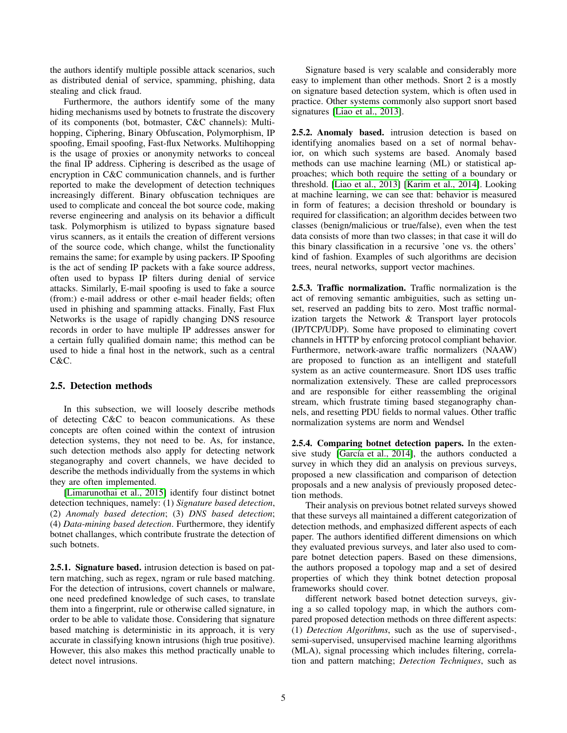the authors identify multiple possible attack scenarios, such as distributed denial of service, spamming, phishing, data stealing and click fraud.

Furthermore, the authors identify some of the many hiding mechanisms used by botnets to frustrate the discovery of its components (bot, botmaster, C&C channels): Multi-hopping, Ciphering, Binary Obfuscation, Polymorphism, IP spoofing, Email spoofing, Fast-flux Networks. Multihopping is the usage of proxies or anonymity networks to conceal the final IP address. Ciphering is described as the usage of encryption in C&C communication channels, and is further reported to make the development of detection techniques increasingly different. Binary obfuscation techniques are used to complicate and conceal the bot source code, making reverse engineering and analysis on its behavior a difficult task. Polymorphism is utilized to bypass signature based virus scanners, as it entails the creation of different versions of the source code, which change, whilst the functionality remains the same; for example by using packers. IP Spoofing is the act of sending IP packets with a fake source address, often used to bypass IP filters during denial of service attacks. Similarly, E-mail spoofing is used to fake a source (from:) e-mail address or other e-mail header fields; often used in phishing and spamming attacks. Finally, Fast Flux Networks is the usage of rapidly changing DNS resource records in order to have multiple IP addresses answer for a certain fully qualified domain name; this method can be used to hide a final host in the network, such as a central C&C.

## 2.5. Detection methods

In this subsection, we will loosely describe methods of detecting C&C to beacon communications. As these concepts are often coined within the context of intrusion detection systems, they not need to be. As, for instance, such detection methods also apply for detecting network steganography and covert channels, we have decided to describe the methods individually from the systems in which they are often implemented.

[Limarunothai et al., 2015] identify four distinct botnet detection techniques, namely: (1) *Signature based detection*, (2) *Anomaly based detection*; (3) *DNS based detection*; (4) *Data-mining based detection*. Furthermore, they identify botnet challanges, which contribute frustrate the detection of such botnets.

**2.5.1. Signature based.** intrusion detection is based on pattern matching, such as regex, ngram or rule based matching. For the detection of intrusions, covert channels or malware, one need predefined knowledge of such cases, to translate them into a fingerprint, rule or otherwise called signature, in order to be able to validate those. Considering that signature based matching is deterministic in its approach, it is very accurate in classifying known intrusions (high true positive). However, this also makes this method practically unable to detect novel intrusions.

Signature based is very scalable and considerably more easy to implement than other methods. Snort 2 is a mostly on signature based detection system, which is often used in practice. Other systems commonly also support snort based signatures [Liao et al., 2013].

**2.5.2. Anomaly based.** intrusion detection is based on identifying anomalies based on a set of normal behavior, on which such systems are based. Anomaly based methods can use machine learning (ML) or statistical approaches; which both require the setting of a boundary or threshold. [Liao et al., 2013] [Karim et al., 2014]. Looking at machine learning, we can see that: behavior is measured in form of features; a decision threshold or boundary is required for classification; an algorithm decides between two classes (benign/malicious or true/false), even when the test data consists of more than two classes; in that case it will do this binary classification in a recursive 'one vs. the others' kind of fashion. Examples of such algorithms are decision trees, neural networks, support vector machines.

**2.5.3. Traffic normalization.** Traffic normalization is the act of removing semantic ambiguities, such as setting unset, reserved an padding bits to zero. Most traffic normalization targets the Network & Transport layer protocols (IP/TCP/UDP). Some have proposed to eliminating covert channels in HTTP by enforcing protocol compliant behavior. Furthermore, network-aware traffic normalizers (NAAW) are proposed to function as an intelligent and statefull system as an active countermeasure. Snort IDS uses traffic normalization extensively. These are called preprocessors and are responsible for either reassembling the original stream, which frustrate timing based steganography channels, and resetting PDU fields to normal values. Other traffic normalization systems are norm and Wendsel

**2.5.4. Comparing botnet detection papers.** In the extensive study [García et al., 2014], the authors conducted a survey in which they did an analysis on previous surveys, proposed a new classification and comparison of detection proposals and a new analysis of previously proposed detection methods.

Their analysis on previous botnet related surveys showed that these surveys all maintained a different categorization of detection methods, and emphasized different aspects of each paper. The authors identified different dimensions on which they evaluated previous surveys, and later also used to compare botnet detection papers. Based on these dimensions, the authors proposed a topology map and a set of desired properties of which they think botnet detection proposal frameworks should cover.

different network based botnet detection surveys, giving a so called topology map, in which the authors compared proposed detection methods on three different aspects: (1) *Detection Algorithms*, such as the use of supervised-, semi-supervised, unsupervised machine learning algorithms (MLA), signal processing which includes filtering, correlation and pattern matching; *Detection Techniques*, such as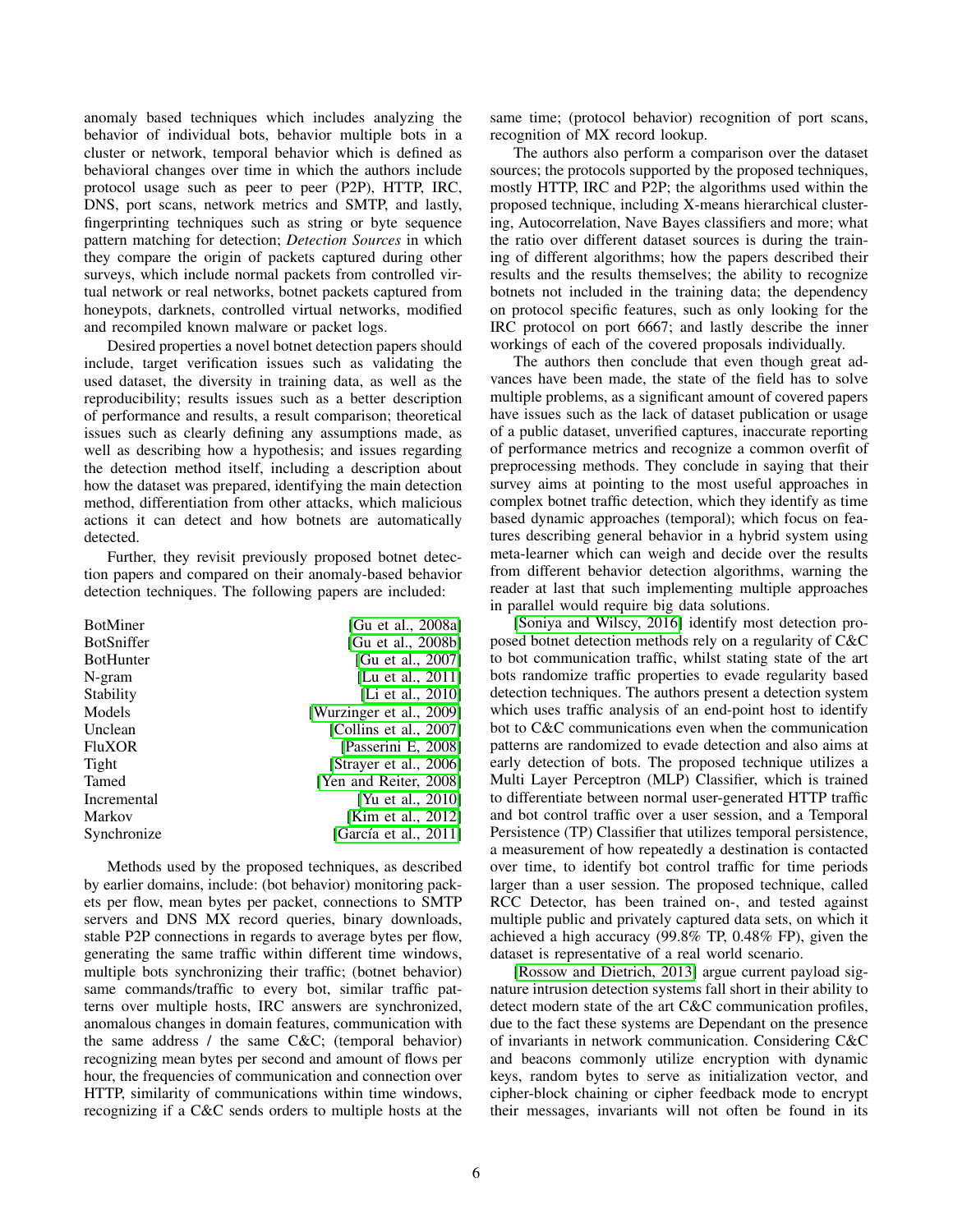anomaly based techniques which includes analyzing the behavior of individual bots, behavior multiple bots in a cluster or network, temporal behavior which is defined as behavioral changes over time in which the authors include protocol usage such as peer to peer (P2P), HTTP, IRC, DNS, port scans, network metrics and SMTP, and lastly, fingerprinting techniques such as string or byte sequence pattern matching for detection; *Detection Sources* in which they compare the origin of packets captured during other surveys, which include normal packets from controlled virtual network or real networks, botnet packets captured from honeypots, darknets, controlled virtual networks, modified and recompiled known malware or packet logs.

Desired properties a novel botnet detection papers should include, target verification issues such as validating the used dataset, the diversity in training data, as well as the reproducibility; results issues such as a better description of performance and results, a result comparison; theoretical issues such as clearly defining any assumptions made, as well as describing how a hypothesis; and issues regarding the detection method itself, including a description about how the dataset was prepared, identifying the main detection method, differentiation from other attacks, which malicious actions it can detect and how botnets are automatically detected.

Further, they revisit previously proposed botnet detection papers and compared on their anomaly-based behavior detection techniques. The following papers are included:

| | |
|---|---|
| BotMiner | [Gu et al., 2008a] |
| BotSniffer | [Gu et al., 2008b] |
| BotHunter | [Gu et al., 2007] |
| N-gram | [Lu et al., 2011] |
| Stability | [Li et al., 2010] |
| Models | [Wurzinger et al., 2009] |
| Unclean | [Collins et al., 2007] |
| FluXOR | [Passerini E, 2008] |
| Tight | [Strayer et al., 2006] |
| Tamed | [Yen and Reiter, 2008] |
| Incremental | [Yu et al., 2010] |
| Markov | [Kim et al., 2012] |
| Synchronize | [García et al., 2011] |

Methods used by the proposed techniques, as described by earlier domains, include: (bot behavior) monitoring packets per flow, mean bytes per packet, connections to SMTP servers and DNS MX record queries, binary downloads, stable P2P connections in regards to average bytes per flow, generating the same traffic within different time windows, multiple bots synchronizing their traffic; (botnet behavior) same commands/traffic to every bot, similar traffic patterns over multiple hosts, IRC answers are synchronized, anomalous changes in domain features, communication with the same address / the same C&C; (temporal behavior) recognizing mean bytes per second and amount of flows per hour, the frequencies of communication and connection over HTTP, similarity of communications within time windows, recognizing if a C&C sends orders to multiple hosts at the same time; (protocol behavior) recognition of port scans, recognition of MX record lookup.

The authors also perform a comparison over the dataset sources; the protocols supported by the proposed techniques, mostly HTTP, IRC and P2P; the algorithms used within the proposed technique, including X-means hierarchical clustering, Autocorrelation, Nave Bayes classifiers and more; what the ratio over different dataset sources is during the training of different algorithms; how the papers described their results and the results themselves; the ability to recognize botnets not included in the training data; the dependency on protocol specific features, such as only looking for the IRC protocol on port 6667; and lastly describe the inner workings of each of the covered proposals individually.

The authors then conclude that even though great advances have been made, the state of the field has to solve multiple problems, as a significant amount of covered papers have issues such as the lack of dataset publication or usage of a public dataset, unverified captures, inaccurate reporting of performance metrics and recognize a common overfit of preprocessing methods. They conclude in saying that their survey aims at pointing to the most useful approaches in complex botnet traffic detection, which they identify as time based dynamic approaches (temporal); which focus on features describing general behavior in a hybrid system using meta-learner which can weigh and decide over the results from different behavior detection algorithms, warning the reader at last that such implementing multiple approaches in parallel would require big data solutions.

[Soniya and Wilscy, 2016] identify most detection proposed botnet detection methods rely on a regularity of C&C to bot communication traffic, whilst stating state of the art bots randomize traffic properties to evade regularity based detection techniques. The authors present a detection system which uses traffic analysis of an end-point host to identify bot to C&C communications even when the communication patterns are randomized to evade detection and also aims at early detection of bots. The proposed technique utilizes a Multi Layer Perceptron (MLP) Classifier, which is trained to differentiate between normal user-generated HTTP traffic and bot control traffic over a user session, and a Temporal Persistence (TP) Classifier that utilizes temporal persistence, a measurement of how repeatedly a destination is contacted over time, to identify bot control traffic for time periods larger than a user session. The proposed technique, called RCC Detector, has been trained on-, and tested against multiple public and privately captured data sets, on which it achieved a high accuracy (99.8% TP, 0.48% FP), given the dataset is representative of a real world scenario.

[Rossow and Dietrich, 2013] argue current payload signature intrusion detection systems fall short in their ability to detect modern state of the art C&C communication profiles, due to the fact these systems are Dependant on the presence of invariants in network communication. Considering C&C and beacons commonly utilize encryption with dynamic keys, random bytes to serve as initialization vector, and cipher-block chaining or cipher feedback mode to encrypt their messages, invariants will not often be found in its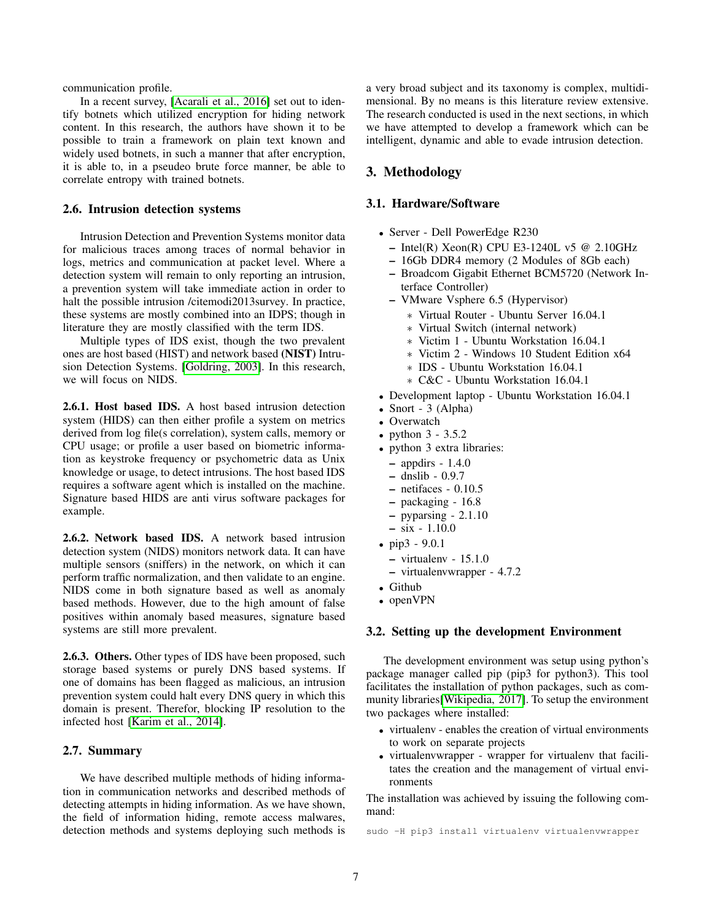communication profile.

In a recent survey, [Acarali et al., 2016] set out to identify botnets which utilized encryption for hiding network content. In this research, the authors have shown it to be possible to train a framework on plain text known and widely used botnets, in such a manner that after encryption, it is able to, in a pseudeo brute force manner, be able to correlate entropy with trained botnets.

### 2.6. Intrusion detection systems

Intrusion Detection and Prevention Systems monitor data for malicious traces among traces of normal behavior in logs, metrics and communication at packet level. Where a detection system will remain to only reporting an intrusion, a prevention system will take immediate action in order to halt the possible intrusion /citemodi2013survey. In practice, these systems are mostly combined into an IDPS; though in literature they are mostly classified with the term IDS.

Multiple types of IDS exist, though the two prevalent ones are host based (HIST) and network based **(NIST)** Intrusion Detection Systems. [Goldring, 2003]. In this research, we will focus on NIDS.

**2.6.1. Host based IDS.** A host based intrusion detection system (HIDS) can then either profile a system on metrics derived from log file(s correlation), system calls, memory or CPU usage; or profile a user based on biometric information as keystroke frequency or psychometric data as Unix knowledge or usage, to detect intrusions. The host based IDS requires a software agent which is installed on the machine. Signature based HIDS are anti virus software packages for example.

**2.6.2. Network based IDS.** A network based intrusion detection system (NIDS) monitors network data. It can have multiple sensors (sniffers) in the network, on which it can perform traffic normalization, and then validate to an engine. NIDS come in both signature based as well as anomaly based methods. However, due to the high amount of false positives within anomaly based measures, signature based systems are still more prevalent.

**2.6.3. Others.** Other types of IDS have been proposed, such storage based systems or purely DNS based systems. If one of domains has been flagged as malicious, an intrusion prevention system could halt every DNS query in which this domain is present. Therefor, blocking IP resolution to the infected host [Karim et al., 2014].

### 2.7. Summary

We have described multiple methods of hiding information in communication networks and described methods of detecting attempts in hiding information. As we have shown, the field of information hiding, remote access malwares, detection methods and systems deploying such methods is a very broad subject and its taxonomy is complex, multidimensional. By no means is this literature review extensive. The research conducted is used in the next sections, in which we have attempted to develop a framework which can be intelligent, dynamic and able to evade intrusion detection.

## 3. Methodology

### 3.1. Hardware/Software

- Server - Dell PowerEdge R230
  - Intel(R) Xeon(R) CPU E3-1240L v5 @ 2.10GHz
  - 16Gb DDR4 memory (2 Modules of 8Gb each)
  - Broadcom Gigabit Ethernet BCM5720 (Network Interface Controller)
  - VMware Vsphere 6.5 (Hypervisor)
    - Virtual Router - Ubuntu Server 16.04.1
    - Virtual Switch (internal network)
    - Victim 1 - Ubuntu Workstation 16.04.1
    - Victim 2 - Windows 10 Student Edition x64
    - IDS - Ubuntu Workstation 16.04.1
    - C&C - Ubuntu Workstation 16.04.1
- Development laptop - Ubuntu Workstation 16.04.1
- Snort - 3 (Alpha)
- Overwatch
- python 3 - 3.5.2
- python 3 extra libraries:
  - appdirs - 1.4.0
  - dnslib - 0.9.7
  - netifaces - 0.10.5
  - packaging - 16.8
  - pyparsing - 2.1.10
  - six - 1.10.0
- pip3 - 9.0.1
  - virtualenv - 15.1.0
  - virtualenvwrapper - 4.7.2
- Github
- openVPN

### 3.2. Setting up the development Environment

The development environment was setup using python's package manager called pip (pip3 for python3). This tool facilitates the installation of python packages, such as community libraries[Wikipedia, 2017]. To setup the environment two packages where installed:

- virtualenv - enables the creation of virtual environments to work on separate projects
- virtualenvwrapper - wrapper for virtualenv that facilitates the creation and the management of virtual environments

The installation was achieved by issuing the following command:

```
sudo -H pip3 install virtualenv virtualenvwrapper
```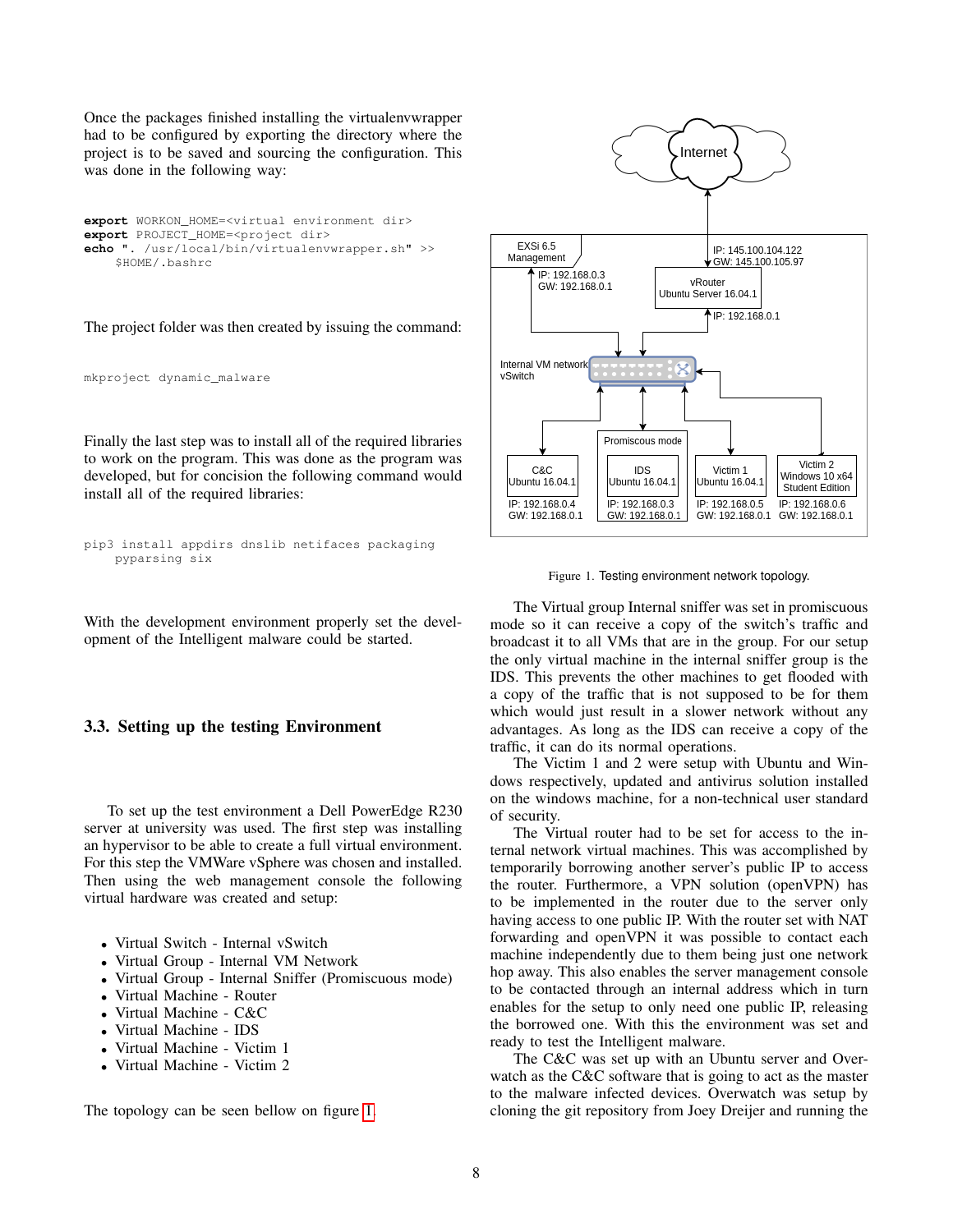Once the packages finished installing the virtualenvwrapper had to be configured by exporting the directory where the project is to be saved and sourcing the configuration. This was done in the following way:

```
export WORKON_HOME=<virtual environment dir>
export PROJECT_HOME=<project dir>
echo ". /usr/local/bin/virtualenvwrapper.sh" >>
    $HOME/.bashrc
```

The project folder was then created by issuing the command:

```
mkproject dynamic_malware
```

Finally the last step was to install all of the required libraries to work on the program. This was done as the program was developed, but for concision the following command would install all of the required libraries:

```
pip3 install appdirs dnslib netifaces packaging
    pyparsing six
```

With the development environment properly set the development of the Intelligent malware could be started.

### 3.3. Setting up the testing Environment

To set up the test environment a Dell PowerEdge R230 server at university was used. The first step was installing an hypervisor to be able to create a full virtual environment. For this step the VMWare vSphere was chosen and installed. Then using the web management console the following virtual hardware was created and setup:

- Virtual Switch - Internal vSwitch
- Virtual Group - Internal VM Network
- Virtual Group - Internal Sniffer (Promiscuous mode)
- Virtual Machine - Router
- Virtual Machine - C&C
- Virtual Machine - IDS
- Virtual Machine - Victim 1
- Virtual Machine - Victim 2

The topology can be seen bellow on figure 1.

Figure 1. Testing environment network topology.

The Virtual group Internal sniffer was set in promiscuous mode so it can receive a copy of the switch's traffic and broadcast it to all VMs that are in the group. For our setup the only virtual machine in the internal sniffer group is the IDS. This prevents the other machines to get flooded with a copy of the traffic that is not supposed to be for them which would just result in a slower network without any advantages. As long as the IDS can receive a copy of the traffic, it can do its normal operations.

The Victim 1 and 2 were setup with Ubuntu and Windows respectively, updated and antivirus solution installed on the windows machine, for a non-technical user standard of security.

The Virtual router had to be set for access to the internal network virtual machines. This was accomplished by temporarily borrowing another server's public IP to access the router. Furthermore, a VPN solution (openVPN) has to be implemented in the router due to the server only having access to one public IP. With the router set with NAT forwarding and openVPN it was possible to contact each machine independently due to them being just one network hop away. This also enables the server management console to be contacted through an internal address which in turn enables for the setup to only need one public IP, releasing the borrowed one. With this the environment was set and ready to test the Intelligent malware.

The C&C was set up with an Ubuntu server and Overwatch as the C&C software that is going to act as the master to the malware infected devices. Overwatch was setup by cloning the git repository from Joey Dreijer and running the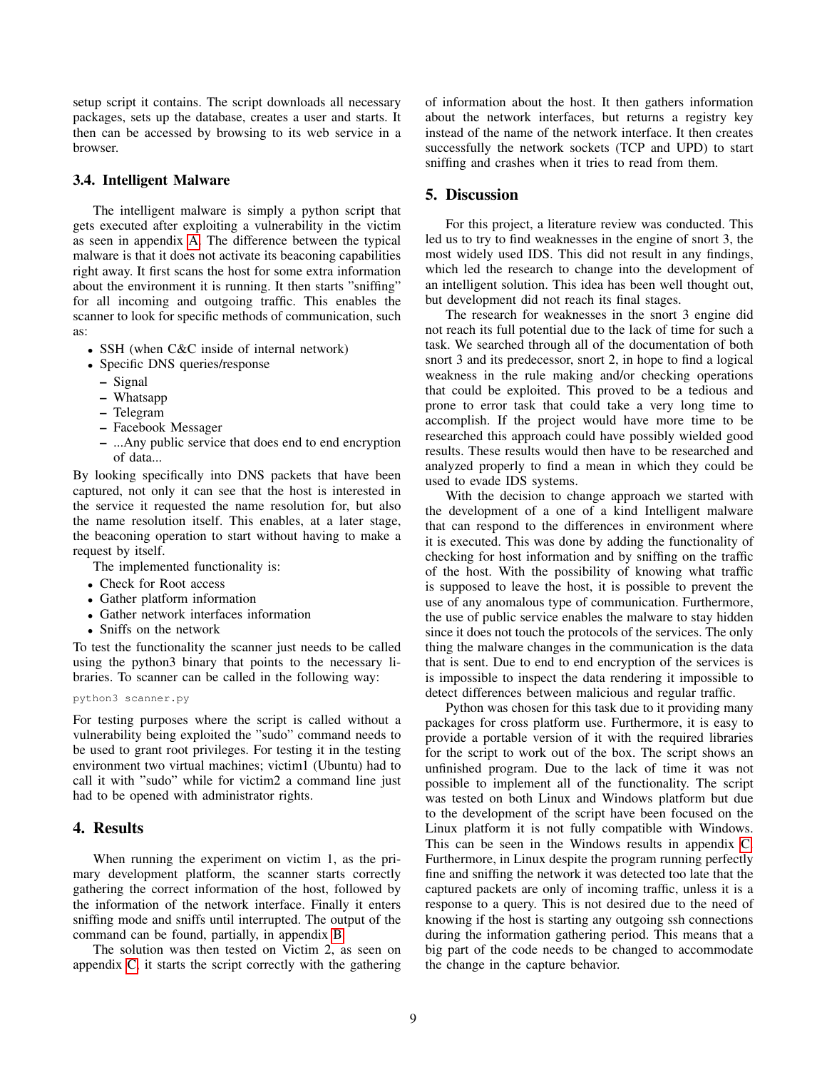setup script it contains. The script downloads all necessary packages, sets up the database, creates a user and starts. It then can be accessed by browsing to its web service in a browser.

### 3.4. Intelligent Malware

The intelligent malware is simply a python script that gets executed after exploiting a vulnerability in the victim as seen in appendix A. The difference between the typical malware is that it does not activate its beaconing capabilities right away. It first scans the host for some extra information about the environment it is running. It then starts "sniffing" for all incoming and outgoing traffic. This enables the scanner to look for specific methods of communication, such as:

- SSH (when C&C inside of internal network)
- Specific DNS queries/response
  - Signal
  - Whatsapp
  - Telegram
  - Facebook Messager
  - ...Any public service that does end to end encryption of data...

By looking specifically into DNS packets that have been captured, not only it can see that the host is interested in the service it requested the name resolution for, but also the name resolution itself. This enables, at a later stage, the beaconing operation to start without having to make a request by itself.

The implemented functionality is:

- Check for Root access
- Gather platform information
- Gather network interfaces information
- Sniffs on the network

To test the functionality the scanner just needs to be called using the python3 binary that points to the necessary libraries. To scanner can be called in the following way:

```
python3 scanner.py
```

For testing purposes where the script is called without a vulnerability being exploited the "sudo" command needs to be used to grant root privileges. For testing it in the testing environment two virtual machines; victim1 (Ubuntu) had to call it with "sudo" while for victim2 a command line just had to be opened with administrator rights.

## 4. Results

When running the experiment on victim 1, as the primary development platform, the scanner starts correctly gathering the correct information of the host, followed by the information of the network interface. Finally it enters sniffing mode and sniffs until interrupted. The output of the command can be found, partially, in appendix B.

The solution was then tested on Victim 2, as seen on appendix C, it starts the script correctly with the gathering of information about the host. It then gathers information about the network interfaces, but returns a registry key instead of the name of the network interface. It then creates successfully the network sockets (TCP and UPD) to start sniffing and crashes when it tries to read from them.

## 5. Discussion

For this project, a literature review was conducted. This led us to try to find weaknesses in the engine of snort 3, the most widely used IDS. This did not result in any findings, which led the research to change into the development of an intelligent solution. This idea has been well thought out, but development did not reach its final stages.

The research for weaknesses in the snort 3 engine did not reach its full potential due to the lack of time for such a task. We searched through all of the documentation of both snort 3 and its predecessor, snort 2, in hope to find a logical weakness in the rule making and/or checking operations that could be exploited. This proved to be a tedious and prone to error task that could take a very long time to accomplish. If the project would have more time to be researched this approach could have possibly wielded good results. These results would then have to be researched and analyzed properly to find a mean in which they could be used to evade IDS systems.

With the decision to change approach we started with the development of a one of a kind Intelligent malware that can respond to the differences in environment where it is executed. This was done by adding the functionality of checking for host information and by sniffing on the traffic of the host. With the possibility of knowing what traffic is supposed to leave the host, it is possible to prevent the use of any anomalous type of communication. Furthermore, the use of public service enables the malware to stay hidden since it does not touch the protocols of the services. The only thing the malware changes in the communication is the data that is sent. Due to end to end encryption of the services is is impossible to inspect the data rendering it impossible to detect differences between malicious and regular traffic.

Python was chosen for this task due to it providing many packages for cross platform use. Furthermore, it is easy to provide a portable version of it with the required libraries for the script to work out of the box. The script shows an unfinished program. Due to the lack of time it was not possible to implement all of the functionality. The script was tested on both Linux and Windows platform but due to the development of the script have been focused on the Linux platform it is not fully compatible with Windows. This can be seen in the Windows results in appendix C. Furthermore, in Linux despite the program running perfectly fine and sniffing the network it was detected too late that the captured packets are only of incoming traffic, unless it is a response to a query. This is not desired due to the need of knowing if the host is starting any outgoing ssh connections during the information gathering period. This means that a big part of the code needs to be changed to accommodate the change in the capture behavior.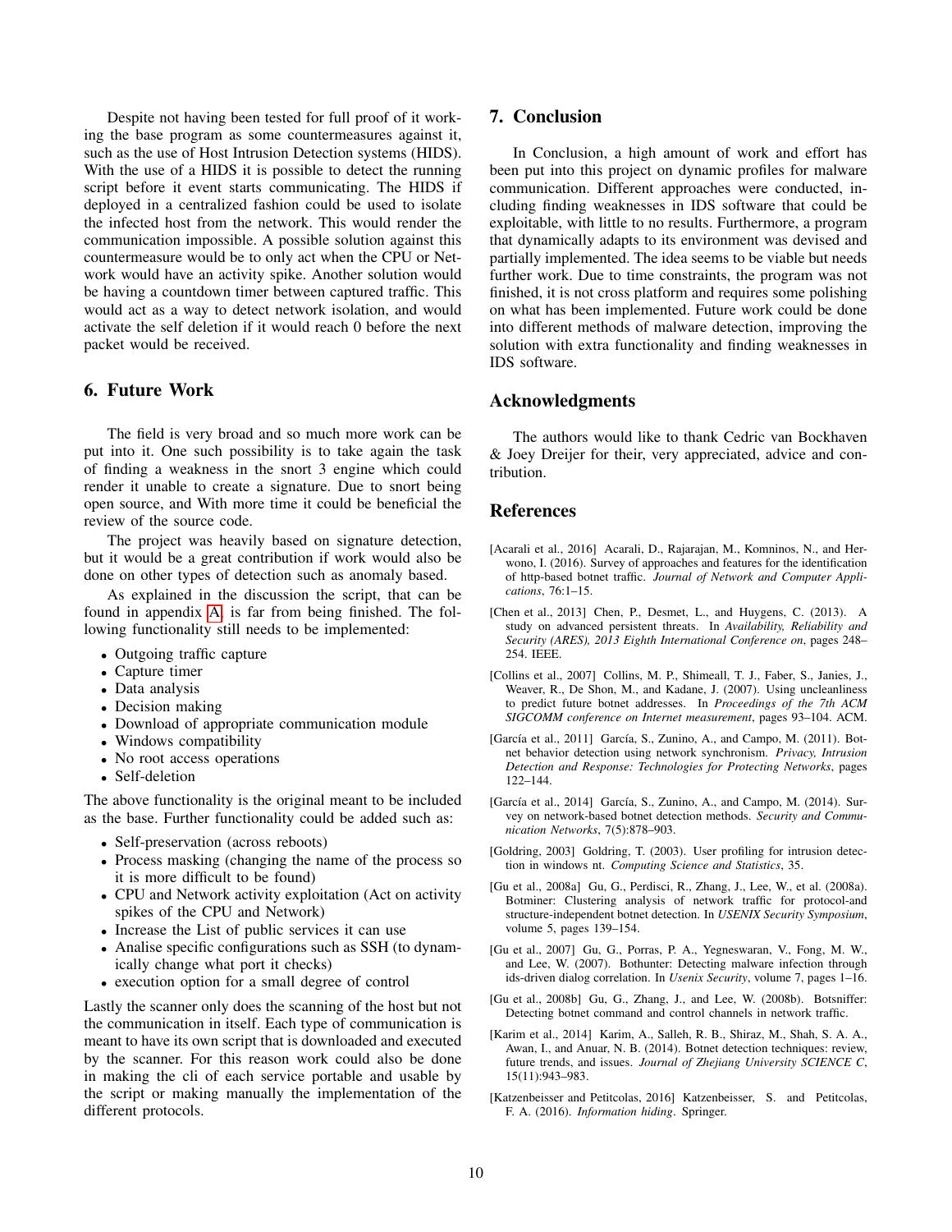Despite not having been tested for full proof of it working the base program as some countermeasures against it, such as the use of Host Intrusion Detection systems (HIDS). With the use of a HIDS it is possible to detect the running script before it event starts communicating. The HIDS if deployed in a centralized fashion could be used to isolate the infected host from the network. This would render the communication impossible. A possible solution against this countermeasure would be to only act when the CPU or Network would have an activity spike. Another solution would be having a countdown timer between captured traffic. This would act as a way to detect network isolation, and would activate the self deletion if it would reach 0 before the next packet would be received.

## 6. Future Work

The field is very broad and so much more work can be put into it. One such possibility is to take again the task of finding a weakness in the snort 3 engine which could render it unable to create a signature. Due to snort being open source, and With more time it could be beneficial the review of the source code.

The project was heavily based on signature detection, but it would be a great contribution if work would also be done on other types of detection such as anomaly based.

As explained in the discussion the script, that can be found in appendix A, is far from being finished. The following functionality still needs to be implemented:

- Outgoing traffic capture
- Capture timer
- Data analysis
- Decision making
- Download of appropriate communication module
- Windows compatibility
- No root access operations
- Self-deletion

The above functionality is the original meant to be included as the base. Further functionality could be added such as:

- Self-preservation (across reboots)
- Process masking (changing the name of the process so it is more difficult to be found)
- CPU and Network activity exploitation (Act on activity spikes of the CPU and Network)
- Increase the List of public services it can use
- Analise specific configurations such as SSH (to dynamically change what port it checks)
- execution option for a small degree of control

Lastly the scanner only does the scanning of the host but not the communication in itself. Each type of communication is meant to have its own script that is downloaded and executed by the scanner. For this reason work could also be done in making the cli of each service portable and usable by the script or making manually the implementation of the different protocols.

## 7. Conclusion

In Conclusion, a high amount of work and effort has been put into this project on dynamic profiles for malware communication. Different approaches were conducted, including finding weaknesses in IDS software that could be exploitable, with little to no results. Furthermore, a program that dynamically adapts to its environment was devised and partially implemented. The idea seems to be viable but needs further work. Due to time constraints, the program was not finished, it is not cross platform and requires some polishing on what has been implemented. Future work could be done into different methods of malware detection, improving the solution with extra functionality and finding weaknesses in IDS software.

## Acknowledgments

The authors would like to thank Cedric van Bockhaven & Joey Dreijer for their, very appreciated, advice and contribution.

## References

[Acarali et al., 2016] Acarali, D., Rajarajan, M., Komninos, N., and Herwono, I. (2016). Survey of approaches and features for the identification of http-based botnet traffic. *Journal of Network and Computer Applications*, 76:1–15.

[Chen et al., 2013] Chen, P., Desmet, L., and Huygens, C. (2013). A study on advanced persistent threats. In *Availability, Reliability and Security (ARES), 2013 Eighth International Conference on*, pages 248–254. IEEE.

[Collins et al., 2007] Collins, M. P., Shimeall, T. J., Faber, S., Janies, J., Weaver, R., De Shon, M., and Kadane, J. (2007). Using uncleanliness to predict future botnet addresses. In *Proceedings of the 7th ACM SIGCOMM conference on Internet measurement*, pages 93–104. ACM.

[García et al., 2011] García, S., Zunino, A., and Campo, M. (2011). Botnet behavior detection using network synchronism. *Privacy, Intrusion Detection and Response: Technologies for Protecting Networks*, pages 122–144.

[García et al., 2014] García, S., Zunino, A., and Campo, M. (2014). Survey on network-based botnet detection methods. *Security and Communication Networks*, 7(5):878–903.

[Goldring, 2003] Goldring, T. (2003). User profiling for intrusion detection in windows nt. *Computing Science and Statistics*, 35.

[Gu et al., 2008a] Gu, G., Perdisci, R., Zhang, J., Lee, W., et al. (2008a). Botminer: Clustering analysis of network traffic for protocol-and structure-independent botnet detection. In *USENIX Security Symposium*, volume 5, pages 139–154.

[Gu et al., 2007] Gu, G., Porras, P. A., Yegneswaran, V., Fong, M. W., and Lee, W. (2007). Bothunter: Detecting malware infection through ids-driven dialog correlation. In *Usenix Security*, volume 7, pages 1–16.

[Gu et al., 2008b] Gu, G., Zhang, J., and Lee, W. (2008b). Botsniffer: Detecting botnet command and control channels in network traffic.

[Karim et al., 2014] Karim, A., Salleh, R. B., Shiraz, M., Shah, S. A. A., Awan, I., and Anuar, N. B. (2014). Botnet detection techniques: review, future trends, and issues. *Journal of Zhejiang University SCIENCE C*, 15(11):943–983.

[Katzenbeisser and Petitcolas, 2016] Katzenbeisser, S. and Petitcolas, F. A. (2016). *Information hiding*. Springer.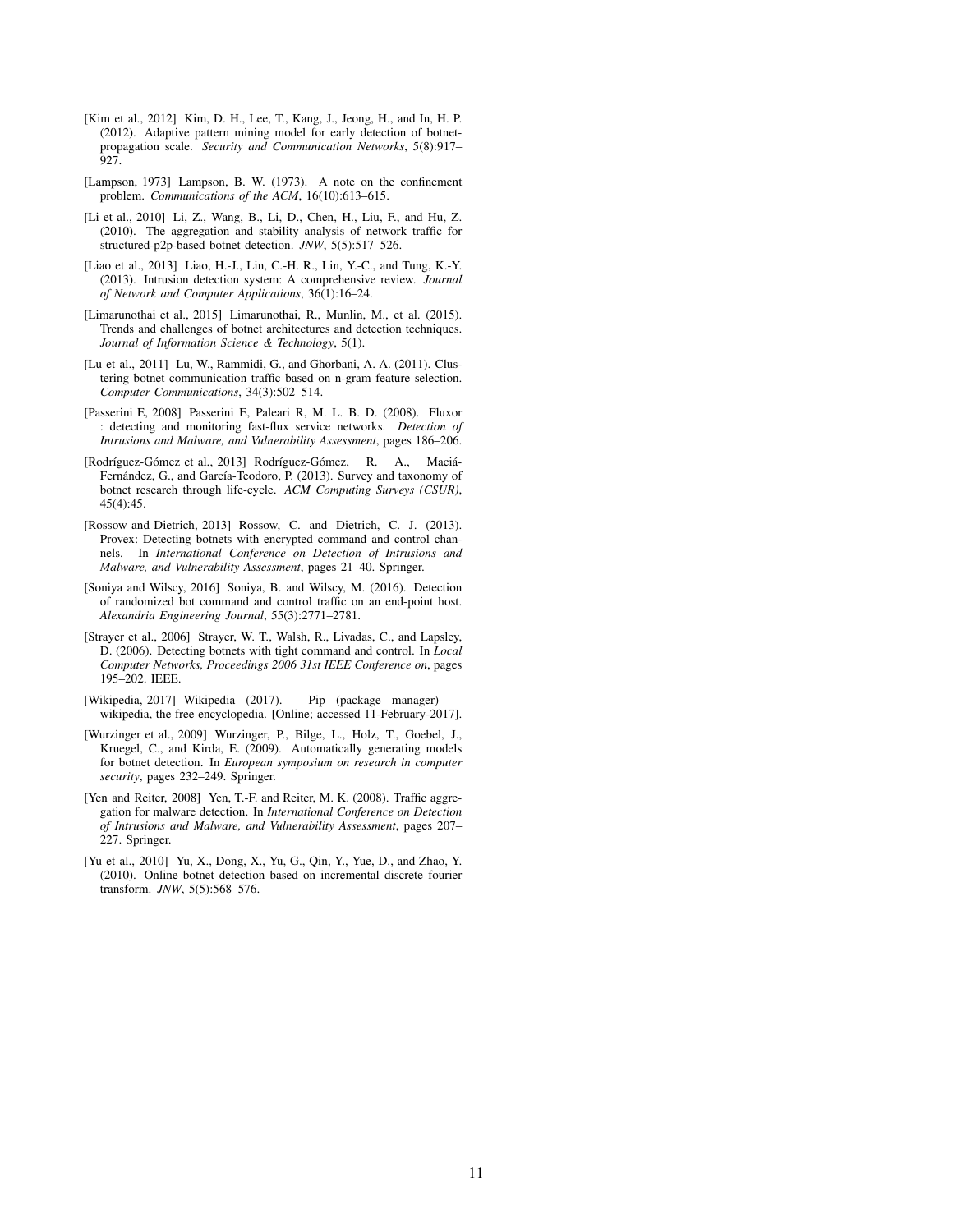[Kim et al., 2012] Kim, D. H., Lee, T., Kang, J., Jeong, H., and In, H. P. (2012). Adaptive pattern mining model for early detection of botnet-propagation scale. *Security and Communication Networks*, 5(8):917–927.

[Lampson, 1973] Lampson, B. W. (1973). A note on the confinement problem. *Communications of the ACM*, 16(10):613–615.

[Li et al., 2010] Li, Z., Wang, B., Li, D., Chen, H., Liu, F., and Hu, Z. (2010). The aggregation and stability analysis of network traffic for structured-p2p-based botnet detection. *JNW*, 5(5):517–526.

[Liao et al., 2013] Liao, H.-J., Lin, C.-H. R., Lin, Y.-C., and Tung, K.-Y. (2013). Intrusion detection system: A comprehensive review. *Journal of Network and Computer Applications*, 36(1):16–24.

[Limarunothai et al., 2015] Limarunothai, R., Munlin, M., et al. (2015). Trends and challenges of botnet architectures and detection techniques. *Journal of Information Science & Technology*, 5(1).

[Lu et al., 2011] Lu, W., Rammidi, G., and Ghorbani, A. A. (2011). Clustering botnet communication traffic based on n-gram feature selection. *Computer Communications*, 34(3):502–514.

[Passerini E, 2008] Passerini E, Paleari R, M. L. B. D. (2008). Fluxor : detecting and monitoring fast-flux service networks. *Detection of Intrusions and Malware, and Vulnerability Assessment*, pages 186–206.

[Rodríguez-Gómez et al., 2013] Rodríguez-Gómez, R. A., Maciá-Fernández, G., and García-Teodoro, P. (2013). Survey and taxonomy of botnet research through life-cycle. *ACM Computing Surveys (CSUR)*, 45(4):45.

[Rossow and Dietrich, 2013] Rossow, C. and Dietrich, C. J. (2013). Provex: Detecting botnets with encrypted command and control channels. In *International Conference on Detection of Intrusions and Malware, and Vulnerability Assessment*, pages 21–40. Springer.

[Soniya and Wilscy, 2016] Soniya, B. and Wilscy, M. (2016). Detection of randomized bot command and control traffic on an end-point host. *Alexandria Engineering Journal*, 55(3):2771–2781.

[Strayer et al., 2006] Strayer, W. T., Walsh, R., Livadas, C., and Lapsley, D. (2006). Detecting botnets with tight command and control. In *Local Computer Networks, Proceedings 2006 31st IEEE Conference on*, pages 195–202. IEEE.

[Wikipedia, 2017] Wikipedia (2017). Pip (package manager) — wikipedia, the free encyclopedia. [Online; accessed 11-February-2017].

[Wurzinger et al., 2009] Wurzinger, P., Bilge, L., Holz, T., Goebel, J., Kruegel, C., and Kirda, E. (2009). Automatically generating models for botnet detection. In *European symposium on research in computer security*, pages 232–249. Springer.

[Yen and Reiter, 2008] Yen, T.-F. and Reiter, M. K. (2008). Traffic aggregation for malware detection. In *International Conference on Detection of Intrusions and Malware, and Vulnerability Assessment*, pages 207–227. Springer.

[Yu et al., 2010] Yu, X., Dong, X., Yu, G., Qin, Y., Yue, D., and Zhao, Y. (2010). Online botnet detection based on incremental discrete fourier transform. *JNW*, 5(5):568–576.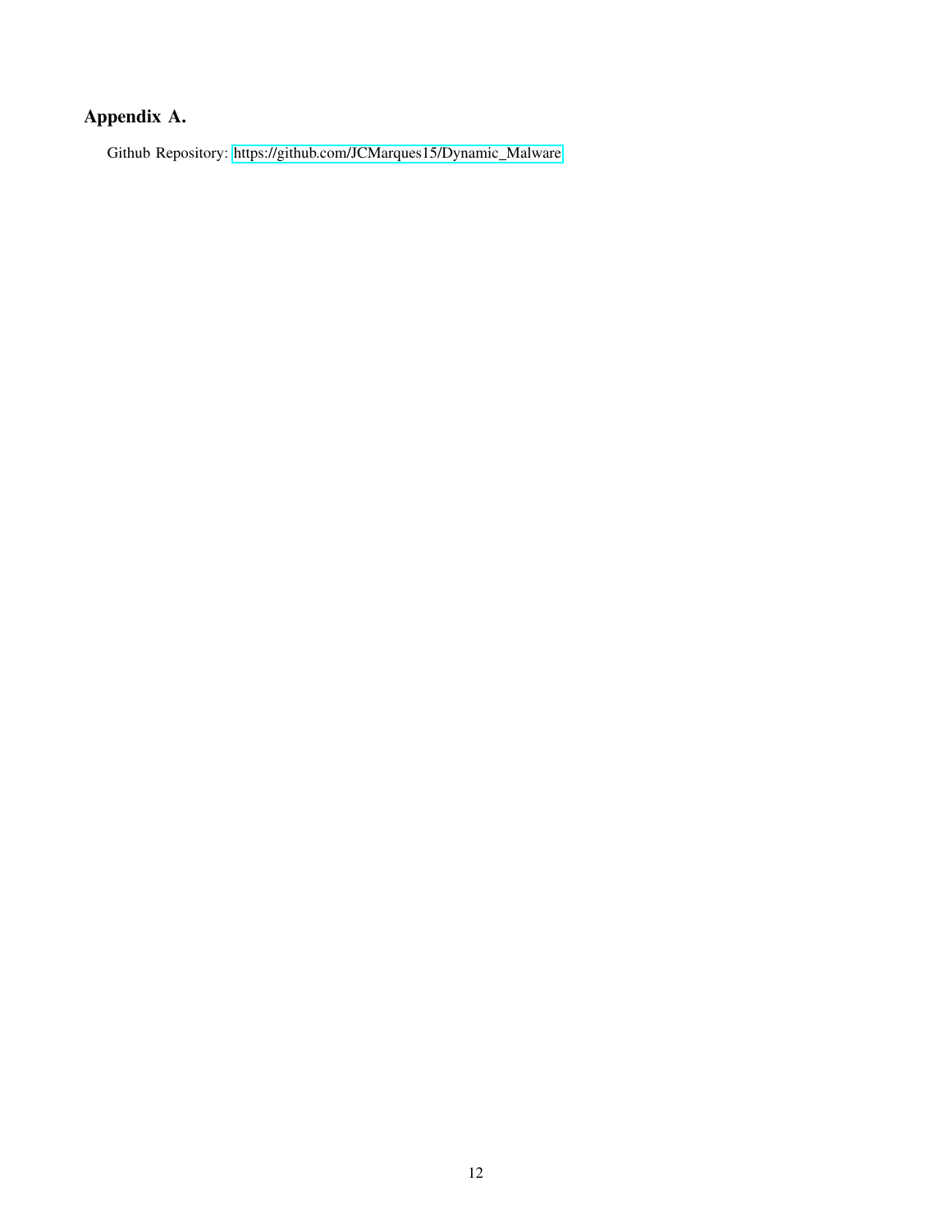## Appendix A.

Github Repository: https://github.com/JCMarques15/Dynamic_Malware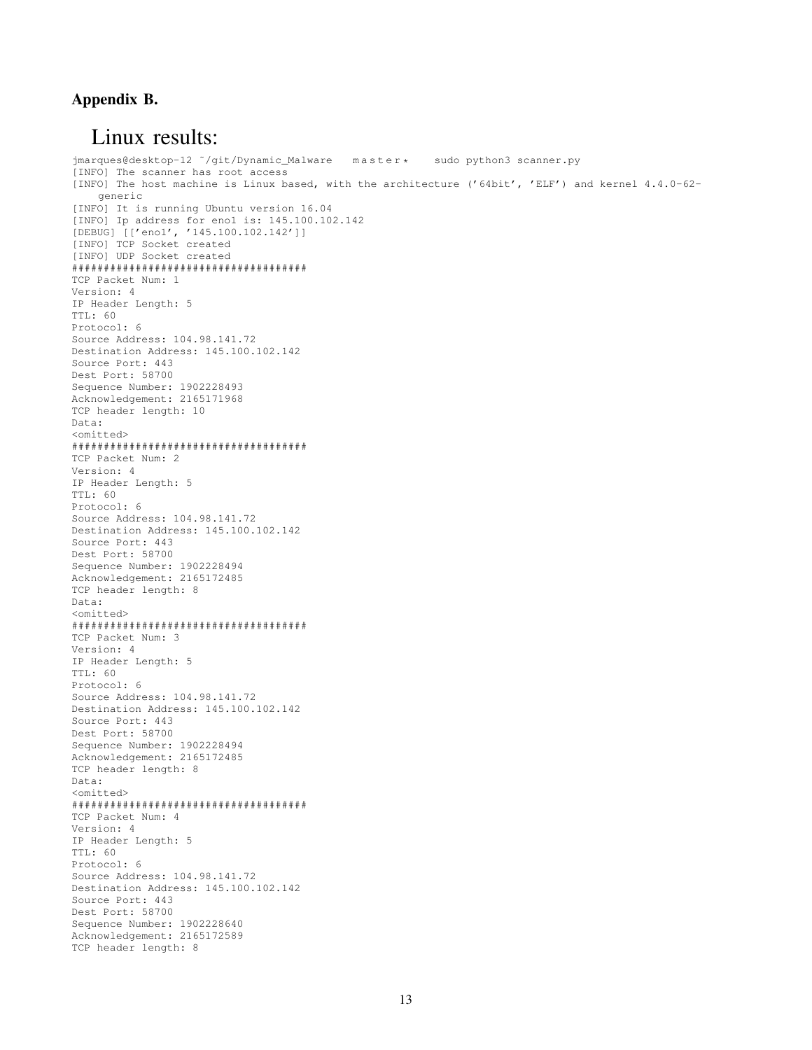### Appendix B.

# Linux results:

```
jmarques@desktop-12 ~/git/Dynamic_Malware   master*    sudo python3 scanner.py
[INFO] The scanner has root access
[INFO] The host machine is Linux based, with the architecture ('64bit', 'ELF') and kernel 4.4.0-62-
    generic
[INFO] It is running Ubuntu version 16.04
[INFO] Ip address for eno1 is: 145.100.102.142
[DEBUG] [['eno1', '145.100.102.142']]
[INFO] TCP Socket created
[INFO] UDP Socket created
#####################################
TCP Packet Num: 1
Version: 4
IP Header Length: 5
TTL: 60
Protocol: 6
Source Address: 104.98.141.72
Destination Address: 145.100.102.142
Source Port: 443
Dest Port: 58700
Sequence Number: 1902228493
Acknowledgement: 2165171968
TCP header length: 10
Data:
<omitted>
#####################################
TCP Packet Num: 2
Version: 4
IP Header Length: 5
TTL: 60
Protocol: 6
Source Address: 104.98.141.72
Destination Address: 145.100.102.142
Source Port: 443
Dest Port: 58700
Sequence Number: 1902228494
Acknowledgement: 2165172485
TCP header length: 8
Data:
<omitted>
#####################################
TCP Packet Num: 3
Version: 4
IP Header Length: 5
TTL: 60
Protocol: 6
Source Address: 104.98.141.72
Destination Address: 145.100.102.142
Source Port: 443
Dest Port: 58700
Sequence Number: 1902228494
Acknowledgement: 2165172485
TCP header length: 8
Data:
<omitted>
#####################################
TCP Packet Num: 4
Version: 4
IP Header Length: 5
TTL: 60
Protocol: 6
Source Address: 104.98.141.72
Destination Address: 145.100.102.142
Source Port: 443
Dest Port: 58700
Sequence Number: 1902228640
Acknowledgement: 2165172589
TCP header length: 8
```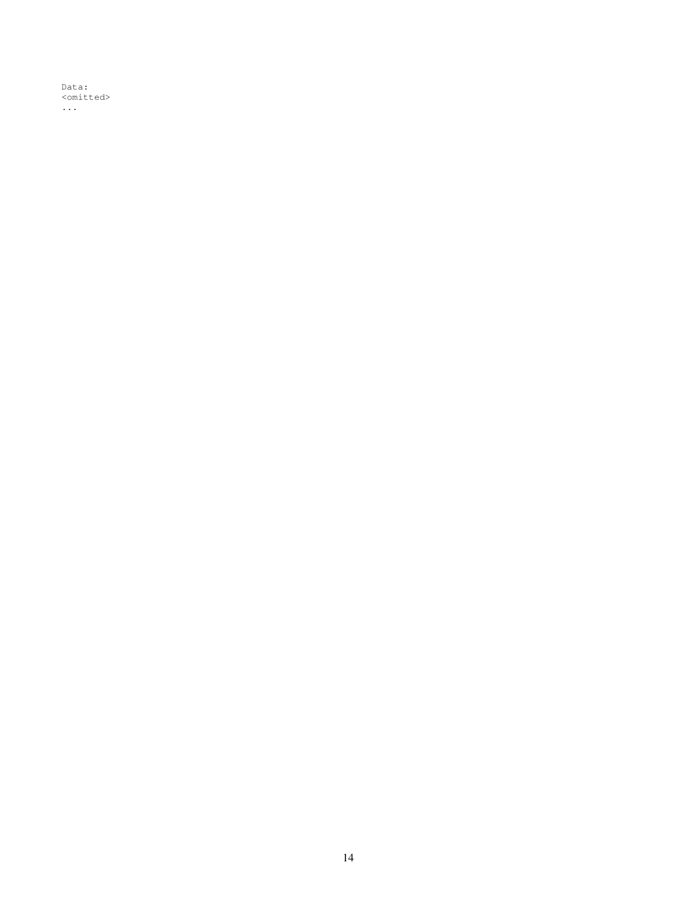```
Data:
<omitted>
...
```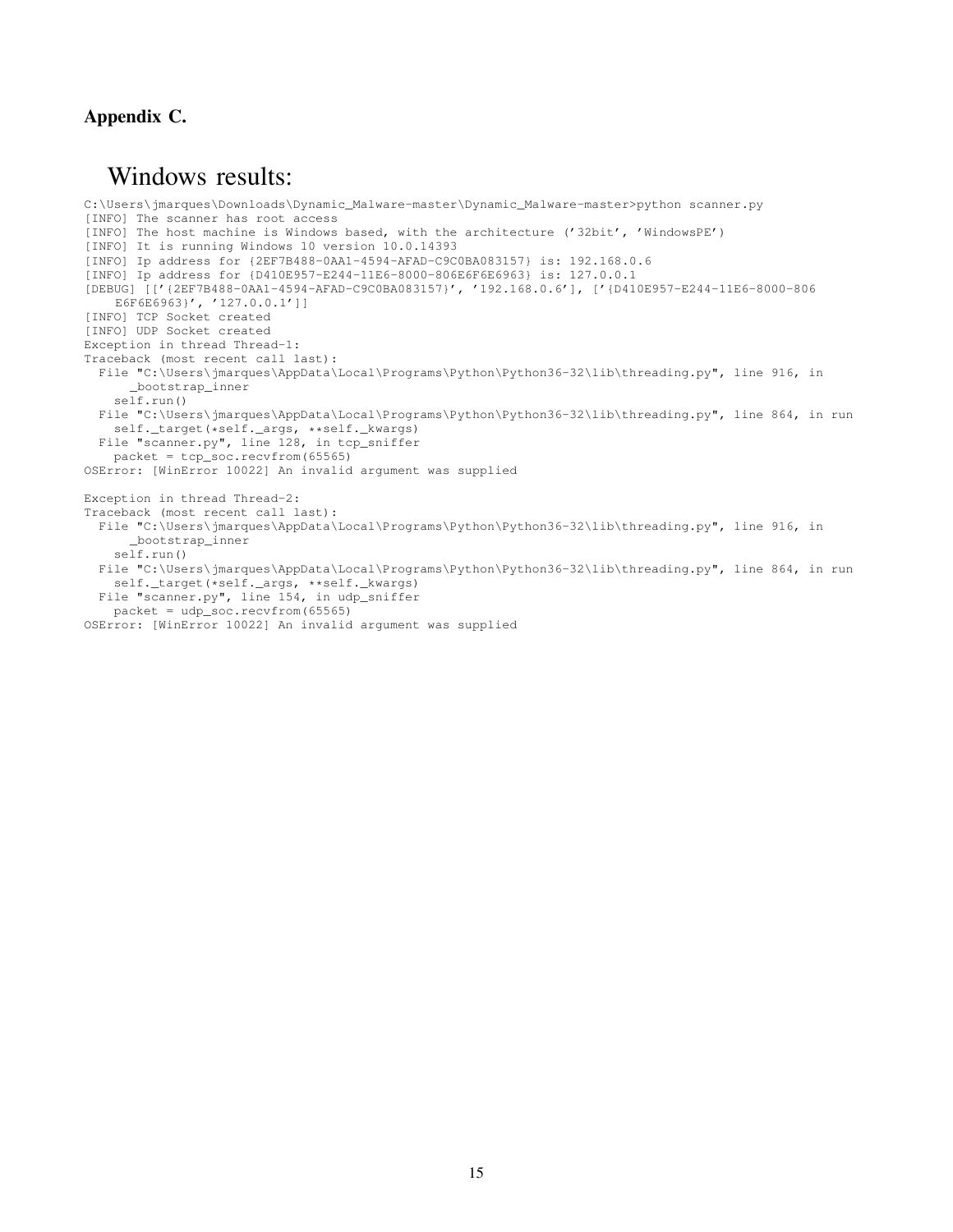**Appendix C.**

# Windows results:

```
C:\Users\jmarques\Downloads\Dynamic_Malware-master\Dynamic_Malware-master>python scanner.py
[INFO] The scanner has root access
[INFO] The host machine is Windows based, with the architecture ('32bit', 'WindowsPE')
[INFO] It is running Windows 10 version 10.0.14393
[INFO] Ip address for {2EF7B488-0AA1-4594-AFAD-C9C0BA083157} is: 192.168.0.6
[INFO] Ip address for {D410E957-E244-11E6-8000-806E6F6E6963} is: 127.0.0.1
[DEBUG] [['{2EF7B488-0AA1-4594-AFAD-C9C0BA083157}', '192.168.0.6'], ['{D410E957-E244-11E6-8000-806
    E6F6E6963}', '127.0.0.1']]
[INFO] TCP Socket created
[INFO] UDP Socket created
Exception in thread Thread-1:
Traceback (most recent call last):
  File "C:\Users\jmarques\AppData\Local\Programs\Python\Python36-32\lib\threading.py", line 916, in
      _bootstrap_inner
    self.run()
  File "C:\Users\jmarques\AppData\Local\Programs\Python\Python36-32\lib\threading.py", line 864, in run
    self._target(*self._args, **self._kwargs)
  File "scanner.py", line 128, in tcp_sniffer
    packet = tcp_soc.recvfrom(65565)
OSError: [WinError 10022] An invalid argument was supplied

Exception in thread Thread-2:
Traceback (most recent call last):
  File "C:\Users\jmarques\AppData\Local\Programs\Python\Python36-32\lib\threading.py", line 916, in
      _bootstrap_inner
    self.run()
  File "C:\Users\jmarques\AppData\Local\Programs\Python\Python36-32\lib\threading.py", line 864, in run
    self._target(*self._args, **self._kwargs)
  File "scanner.py", line 154, in udp_sniffer
    packet = udp_soc.recvfrom(65565)
OSError: [WinError 10022] An invalid argument was supplied
```